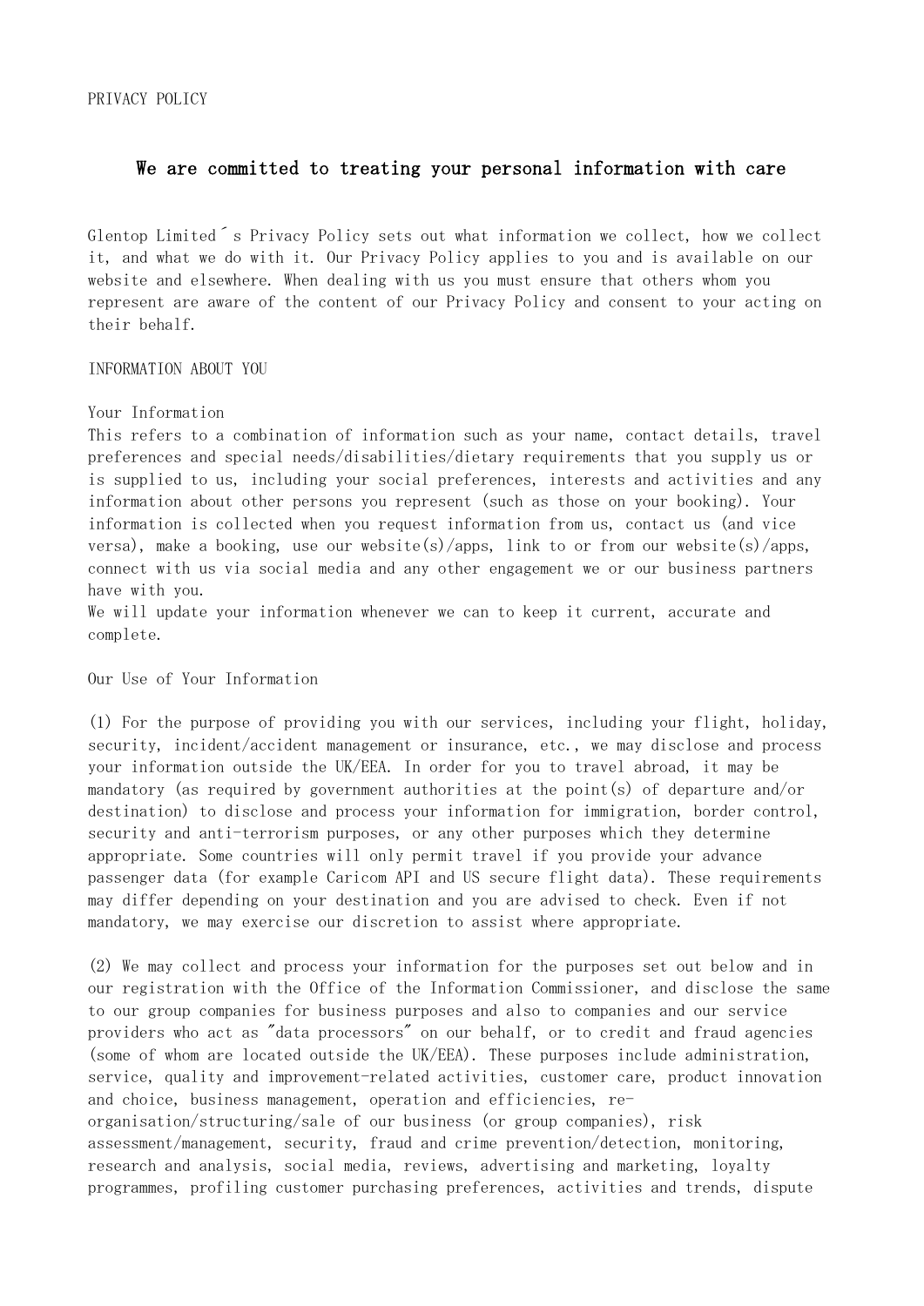PRIVACY POLICY

## We are committed to treating your personal information with care

Glentop Limited´s Privacy Policy sets out what information we collect, how we collect it, and what we do with it. Our Privacy Policy applies to you and is available on our website and elsewhere. When dealing with us you must ensure that others whom you represent are aware of the content of our Privacy Policy and consent to your acting on their behalf.

### INFORMATION ABOUT YOU

#### Your Information

This refers to a combination of information such as your name, contact details, travel preferences and special needs/disabilities/dietary requirements that you supply us or is supplied to us, including your social preferences, interests and activities and any information about other persons you represent (such as those on your booking). Your information is collected when you request information from us, contact us (and vice versa), make a booking, use our website(s)/apps, link to or from our website(s)/apps, connect with us via social media and any other engagement we or our business partners have with you.

We will update your information whenever we can to keep it current, accurate and complete.

#### Our Use of Your Information

(1) For the purpose of providing you with our services, including your flight, holiday, security, incident/accident management or insurance, etc., we may disclose and process your information outside the UK/EEA. In order for you to travel abroad, it may be mandatory (as required by government authorities at the point(s) of departure and/or destination) to disclose and process your information for immigration, border control, security and anti-terrorism purposes, or any other purposes which they determine appropriate. Some countries will only permit travel if you provide your advance passenger data (for example Caricom API and US secure flight data). These requirements may differ depending on your destination and you are advised to check. Even if not mandatory, we may exercise our discretion to assist where appropriate.

(2) We may collect and process your information for the purposes set out below and in our registration with the Office of the Information Commissioner, and disclose the same to our group companies for business purposes and also to companies and our service providers who act as "data processors" on our behalf, or to credit and fraud agencies (some of whom are located outside the UK/EEA). These purposes include administration, service, quality and improvement-related activities, customer care, product innovation and choice, business management, operation and efficiencies, re-organisation/structuring/sale of our business (or group companies), risk assessment/management, security, fraud and crime prevention/detection, monitoring, research and analysis, social media, reviews, advertising and marketing, loyalty programmes, profiling customer purchasing preferences, activities and trends, dispute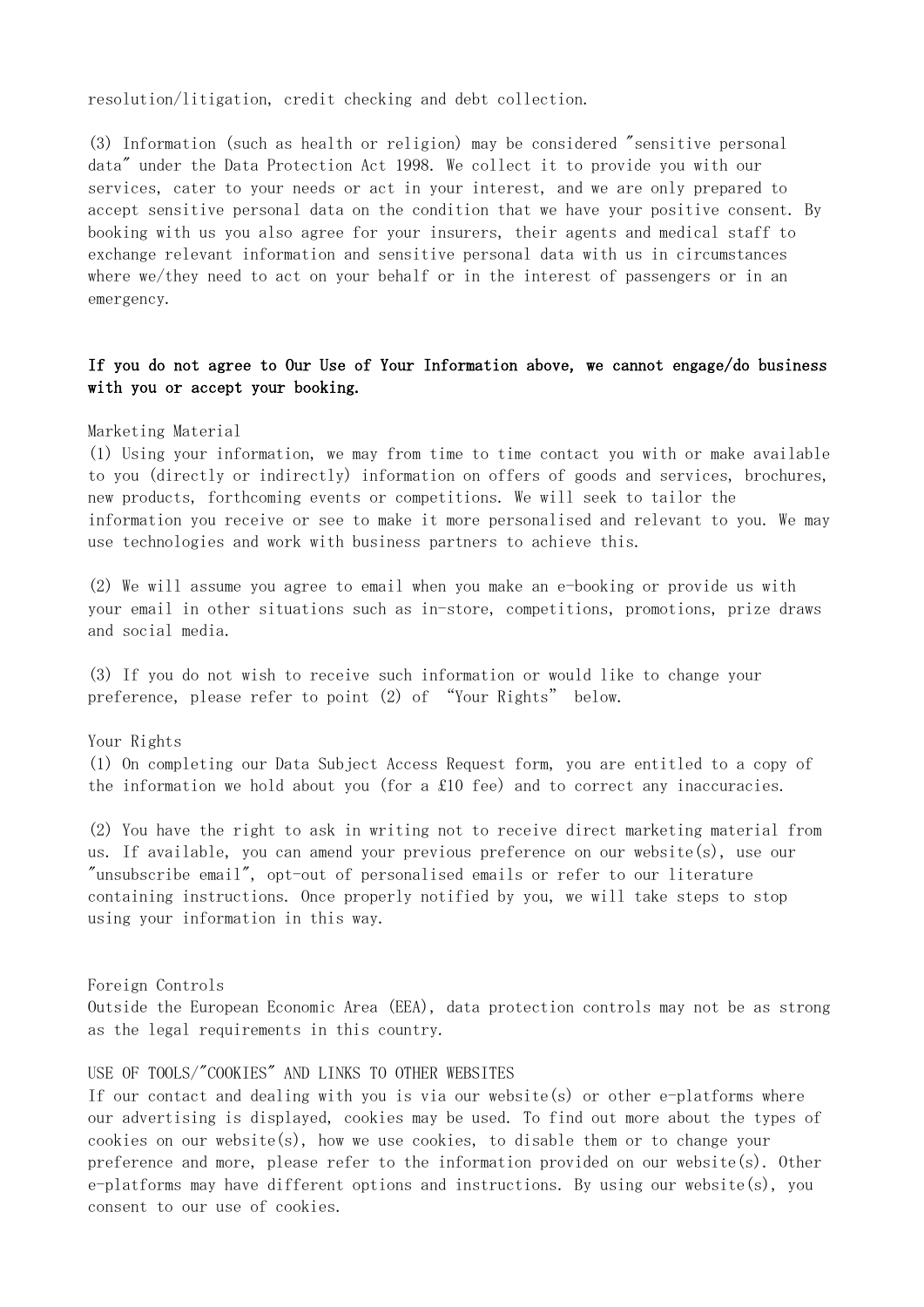resolution/litigation, credit checking and debt collection.

(3) Information (such as health or religion) may be considered "sensitive personal data" under the Data Protection Act 1998. We collect it to provide you with our services, cater to your needs or act in your interest, and we are only prepared to accept sensitive personal data on the condition that we have your positive consent. By booking with us you also agree for your insurers, their agents and medical staff to exchange relevant information and sensitive personal data with us in circumstances where we/they need to act on your behalf or in the interest of passengers or in an emergency.

**If you do not agree to Our Use of Your Information above, we cannot engage/do business with you or accept your booking.**

Marketing Material

(1) Using your information, we may from time to time contact you with or make available to you (directly or indirectly) information on offers of goods and services, brochures, new products, forthcoming events or competitions. We will seek to tailor the information you receive or see to make it more personalised and relevant to you. We may use technologies and work with business partners to achieve this.

(2) We will assume you agree to email when you make an e-booking or provide us with your email in other situations such as in-store, competitions, promotions, prize draws and social media.

(3) If you do not wish to receive such information or would like to change your preference, please refer to point (2) of "Your Rights" below.

Your Rights

(1) On completing our Data Subject Access Request form, you are entitled to a copy of the information we hold about you (for a £10 fee) and to correct any inaccuracies.

(2) You have the right to ask in writing not to receive direct marketing material from us. If available, you can amend your previous preference on our website(s), use our "unsubscribe email", opt-out of personalised emails or refer to our literature containing instructions. Once properly notified by you, we will take steps to stop using your information in this way.

Foreign Controls

Outside the European Economic Area (EEA), data protection controls may not be as strong as the legal requirements in this country.

USE OF TOOLS/"COOKIES" AND LINKS TO OTHER WEBSITES

If our contact and dealing with you is via our website(s) or other e-platforms where our advertising is displayed, cookies may be used. To find out more about the types of cookies on our website(s), how we use cookies, to disable them or to change your preference and more, please refer to the information provided on our website(s). Other e-platforms may have different options and instructions. By using our website(s), you consent to our use of cookies.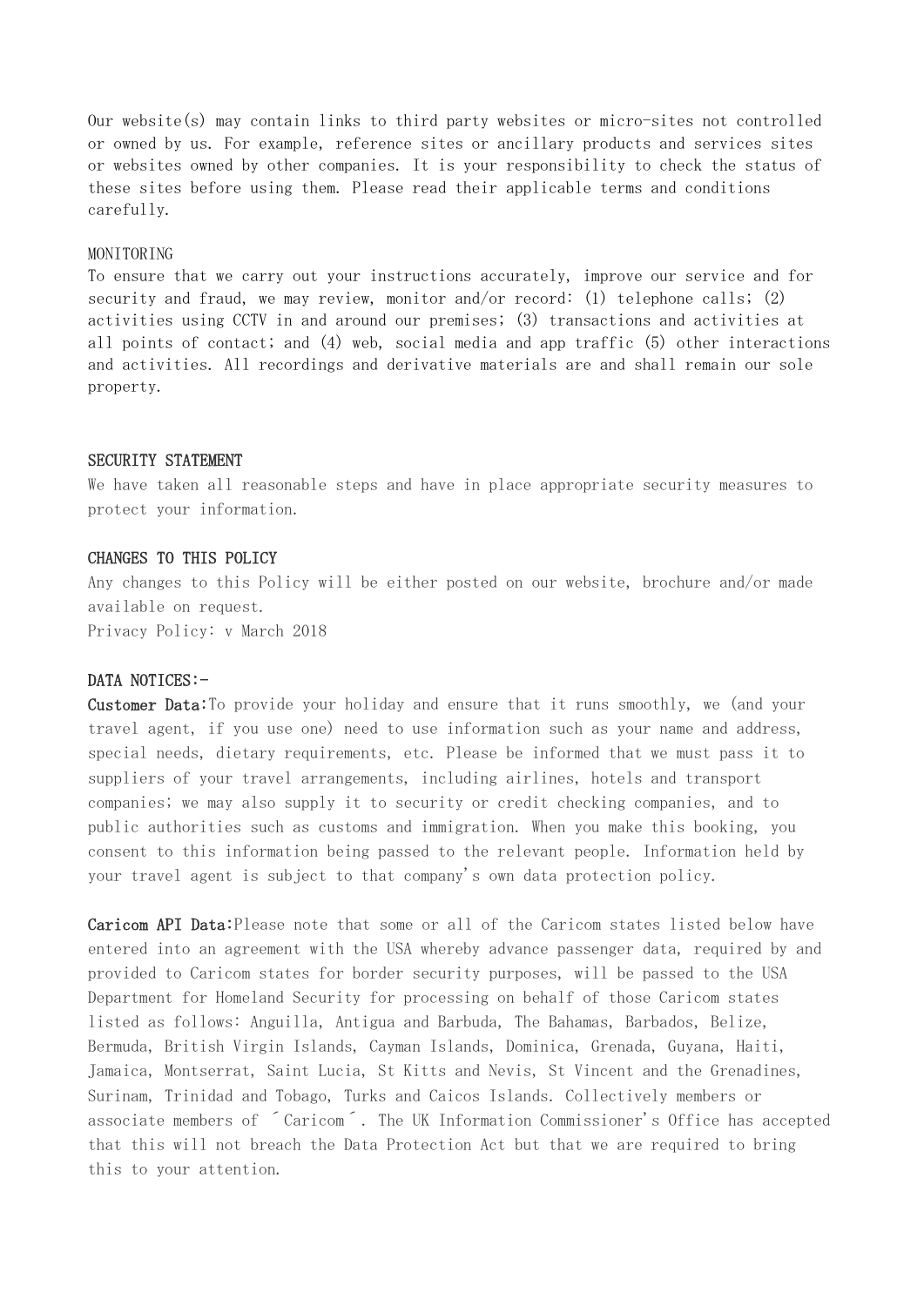Our website(s) may contain links to third party websites or micro-sites not controlled or owned by us. For example, reference sites or ancillary products and services sites or websites owned by other companies. It is your responsibility to check the status of these sites before using them. Please read their applicable terms and conditions carefully.

MONITORING

To ensure that we carry out your instructions accurately, improve our service and for security and fraud, we may review, monitor and/or record: (1) telephone calls; (2) activities using CCTV in and around our premises; (3) transactions and activities at all points of contact; and (4) web, social media and app traffic (5) other interactions and activities. All recordings and derivative materials are and shall remain our sole property.

SECURITY STATEMENT

We have taken all reasonable steps and have in place appropriate security measures to protect your information.

CHANGES TO THIS POLICY

Any changes to this Policy will be either posted on our website, brochure and/or made available on request.

Privacy Policy: v March 2018

DATA NOTICES:-

**Customer Data:** To provide your holiday and ensure that it runs smoothly, we (and your travel agent, if you use one) need to use information such as your name and address, special needs, dietary requirements, etc. Please be informed that we must pass it to suppliers of your travel arrangements, including airlines, hotels and transport companies; we may also supply it to security or credit checking companies, and to public authorities such as customs and immigration. When you make this booking, you consent to this information being passed to the relevant people. Information held by your travel agent is subject to that company's own data protection policy.

**Caricom API Data:** Please note that some or all of the Caricom states listed below have entered into an agreement with the USA whereby advance passenger data, required by and provided to Caricom states for border security purposes, will be passed to the USA Department for Homeland Security for processing on behalf of those Caricom states listed as follows: Anguilla, Antigua and Barbuda, The Bahamas, Barbados, Belize, Bermuda, British Virgin Islands, Cayman Islands, Dominica, Grenada, Guyana, Haiti, Jamaica, Montserrat, Saint Lucia, St Kitts and Nevis, St Vincent and the Grenadines, Surinam, Trinidad and Tobago, Turks and Caicos Islands. Collectively members or associate members of ´Caricom´. The UK Information Commissioner's Office has accepted that this will not breach the Data Protection Act but that we are required to bring this to your attention.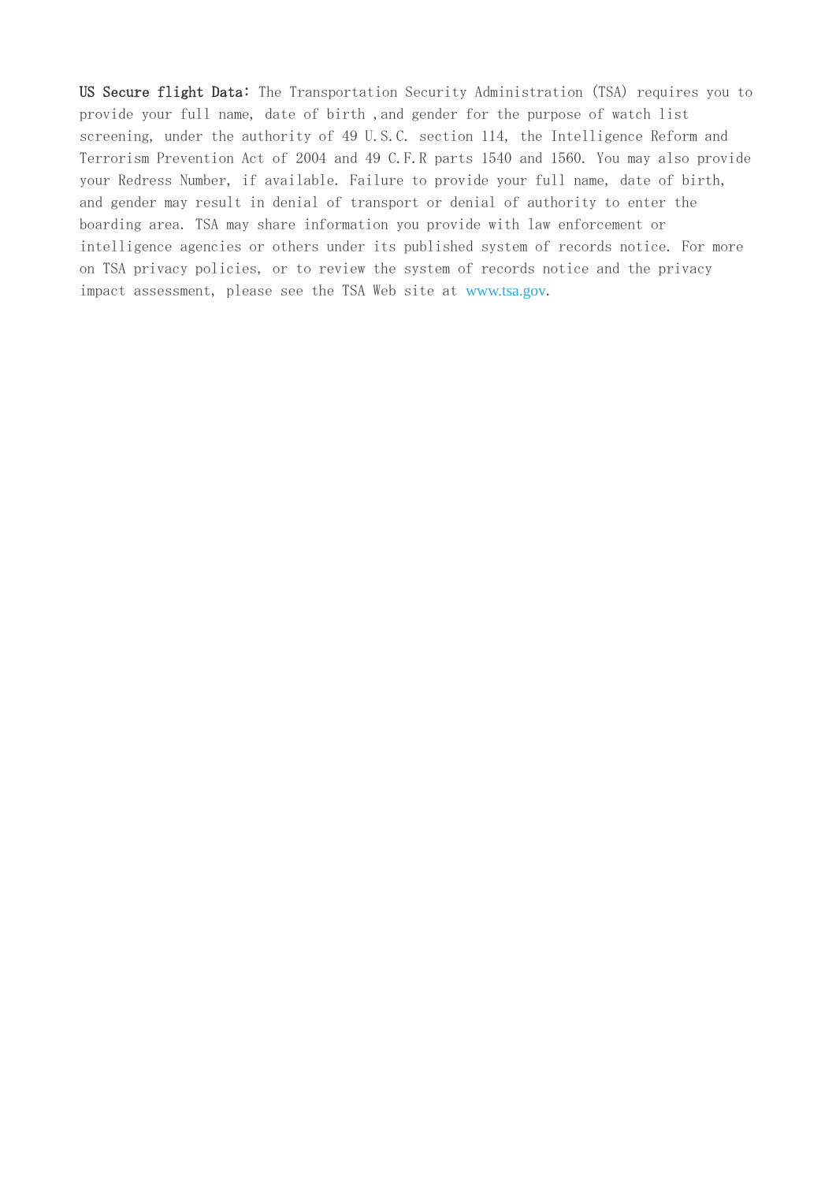**US Secure flight Data：** The Transportation Security Administration (TSA) requires you to provide your full name, date of birth ,and gender for the purpose of watch list screening, under the authority of 49 U.S.C. section 114, the Intelligence Reform and Terrorism Prevention Act of 2004 and 49 C.F.R parts 1540 and 1560. You may also provide your Redress Number, if available. Failure to provide your full name, date of birth, and gender may result in denial of transport or denial of authority to enter the boarding area. TSA may share information you provide with law enforcement or intelligence agencies or others under its published system of records notice. For more on TSA privacy policies, or to review the system of records notice and the privacy impact assessment, please see the TSA Web site at www.tsa.gov.